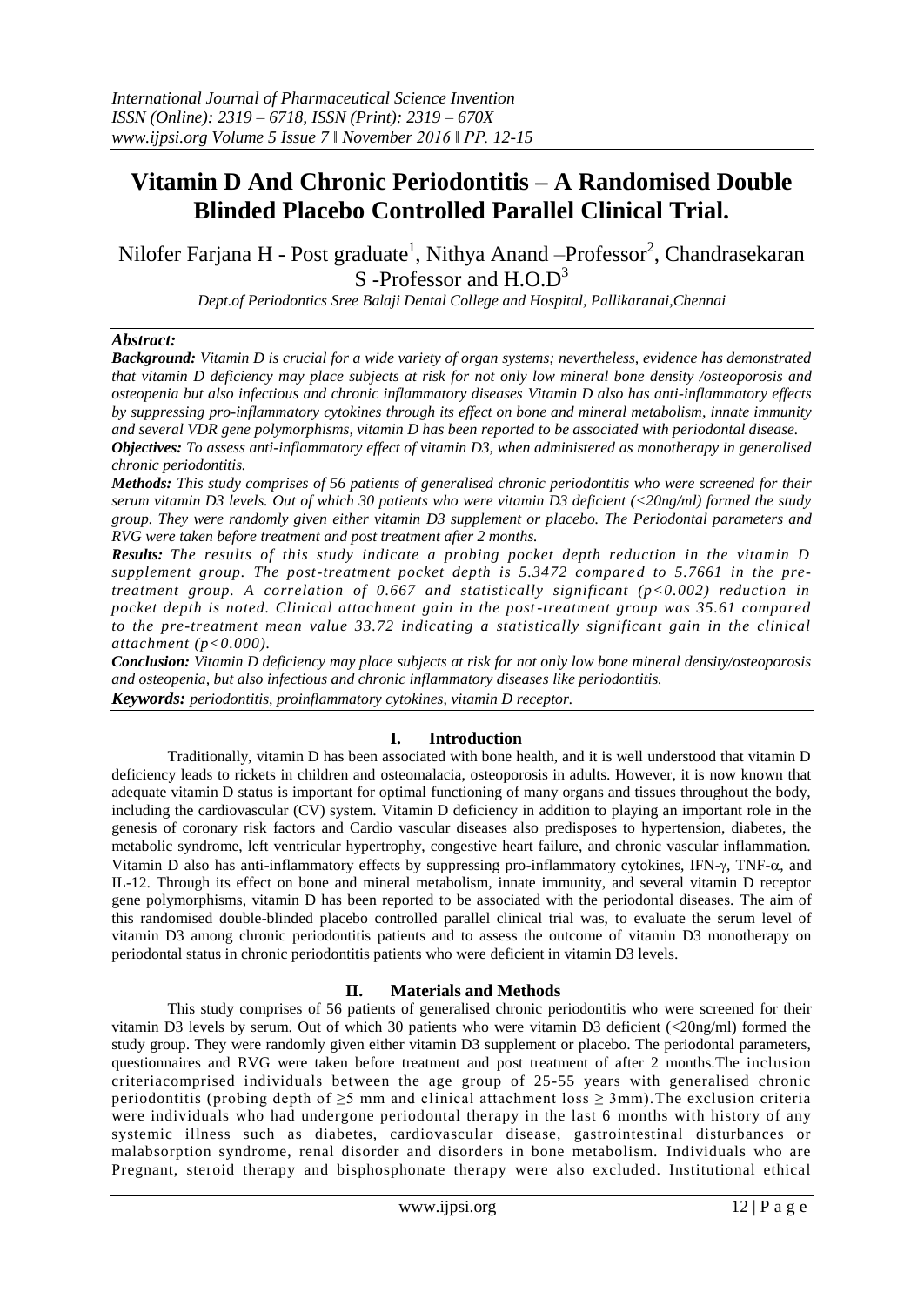# Vitamin D And Chronic Periodontitis – A Randomised Double Blinded Placebo Controlled Parallel Clinical Trial.

Nilofer Farjana H - Post graduate[1], Nithya Anand –Professor[2], Chandrasekaran S -Professor and H.O.D[3]

*Dept.of Periodontics Sree Balaji Dental College and Hospital, Pallikaranai,Chennai*

***Abstract:***

***Background:*** *Vitamin D is crucial for a wide variety of organ systems; nevertheless, evidence has demonstrated that vitamin D deficiency may place subjects at risk for not only low mineral bone density /osteoporosis and osteopenia but also infectious and chronic inflammatory diseases Vitamin D also has anti-inflammatory effects by suppressing pro-inflammatory cytokines through its effect on bone and mineral metabolism, innate immunity and several VDR gene polymorphisms, vitamin D has been reported to be associated with periodontal disease.*

***Objectives:*** *To assess anti-inflammatory effect of vitamin D3, when administered as monotherapy in generalised chronic periodontitis.*

***Methods:*** *This study comprises of 56 patients of generalised chronic periodontitis who were screened for their serum vitamin D3 levels. Out of which 30 patients who were vitamin D3 deficient (<20ng/ml) formed the study group. They were randomly given either vitamin D3 supplement or placebo. The Periodontal parameters and RVG were taken before treatment and post treatment after 2 months.*

***Results:*** *The results of this study indicate a probing pocket depth reduction in the vitamin D supplement group. The post-treatment pocket depth is 5.3472 compared to 5.7661 in the pre-treatment group. A correlation of 0.667 and statistically significant ($p<0.002$) reduction in pocket depth is noted. Clinical attachment gain in the post-treatment group was 35.61 compared to the pre-treatment mean value 33.72 indicating a statistically significant gain in the clinical attachment ($p<0.000$).*

***Conclusion:*** *Vitamin D deficiency may place subjects at risk for not only low bone mineral density/osteoporosis and osteopenia, but also infectious and chronic inflammatory diseases like periodontitis.*

***Keywords:*** *periodontitis, proinflammatory cytokines, vitamin D receptor.*

## I. Introduction

Traditionally, vitamin D has been associated with bone health, and it is well understood that vitamin D deficiency leads to rickets in children and osteomalacia, osteoporosis in adults. However, it is now known that adequate vitamin D status is important for optimal functioning of many organs and tissues throughout the body, including the cardiovascular (CV) system. Vitamin D deficiency in addition to playing an important role in the genesis of coronary risk factors and Cardio vascular diseases also predisposes to hypertension, diabetes, the metabolic syndrome, left ventricular hypertrophy, congestive heart failure, and chronic vascular inflammation. Vitamin D also has anti-inflammatory effects by suppressing pro-inflammatory cytokines, IFN-$\gamma$, TNF-$\alpha$, and IL-12. Through its effect on bone and mineral metabolism, innate immunity, and several vitamin D receptor gene polymorphisms, vitamin D has been reported to be associated with the periodontal diseases. The aim of this randomised double-blinded placebo controlled parallel clinical trial was, to evaluate the serum level of vitamin D3 among chronic periodontitis patients and to assess the outcome of vitamin D3 monotherapy on periodontal status in chronic periodontitis patients who were deficient in vitamin D3 levels.

## II. Materials and Methods

This study comprises of 56 patients of generalised chronic periodontitis who were screened for their vitamin D3 levels by serum. Out of which 30 patients who were vitamin D3 deficient (<20ng/ml) formed the study group. They were randomly given either vitamin D3 supplement or placebo. The periodontal parameters, questionnaires and RVG were taken before treatment and post treatment of after 2 months.The inclusion criteriacomprised individuals between the age group of 25-55 years with generalised chronic periodontitis (probing depth of $\geq$5 mm and clinical attachment loss $\geq$ 3mm).The exclusion criteria were individuals who had undergone periodontal therapy in the last 6 months with history of any systemic illness such as diabetes, cardiovascular disease, gastrointestinal disturbances or malabsorption syndrome, renal disorder and disorders in bone metabolism. Individuals who are Pregnant, steroid therapy and bisphosphonate therapy were also excluded. Institutional ethical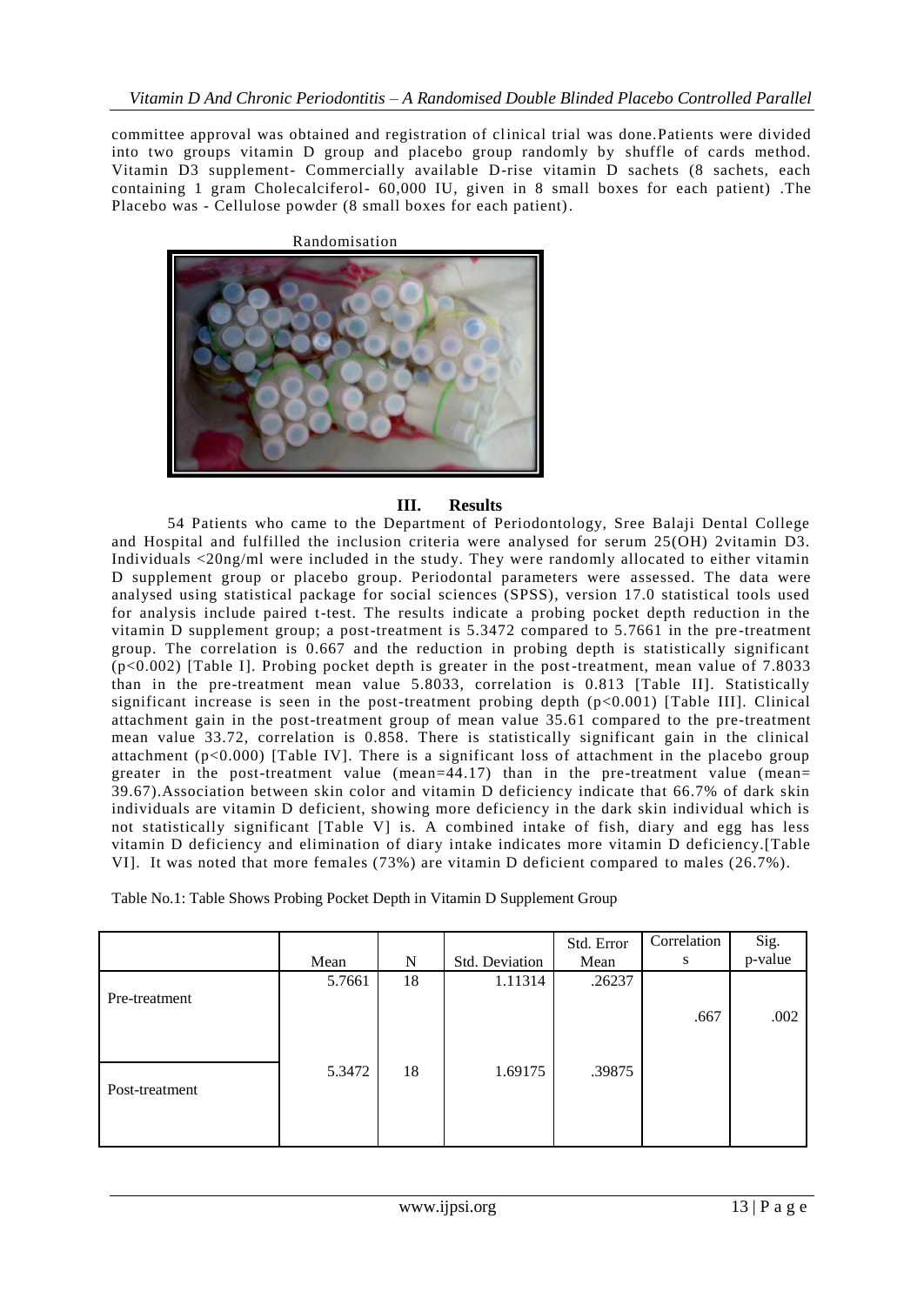committee approval was obtained and registration of clinical trial was done.Patients were divided into two groups vitamin D group and placebo group randomly by shuffle of cards method. Vitamin D3 supplement- Commercially available D-rise vitamin D sachets (8 sachets, each containing 1 gram Cholecalciferol- 60,000 IU, given in 8 small boxes for each patient) .The Placebo was - Cellulose powder (8 small boxes for each patient).

Randomisation

## III. Results

54 Patients who came to the Department of Periodontology, Sree Balaji Dental College and Hospital and fulfilled the inclusion criteria were analysed for serum 25(OH) 2vitamin D3. Individuals <20ng/ml were included in the study. They were randomly allocated to either vitamin D supplement group or placebo group. Periodontal parameters were assessed. The data were analysed using statistical package for social sciences (SPSS), version 17.0 statistical tools used for analysis include paired t-test. The results indicate a probing pocket depth reduction in the vitamin D supplement group; a post-treatment is 5.3472 compared to 5.7661 in the pre-treatment group. The correlation is 0.667 and the reduction in probing depth is statistically significant ($p<0.002$) [Table I]. Probing pocket depth is greater in the post-treatment, mean value of 7.8033 than in the pre-treatment mean value 5.8033, correlation is 0.813 [Table II]. Statistically significant increase is seen in the post-treatment probing depth ($p<0.001$) [Table III]. Clinical attachment gain in the post-treatment group of mean value 35.61 compared to the pre-treatment mean value 33.72, correlation is 0.858. There is statistically significant gain in the clinical attachment ($p<0.000$) [Table IV]. There is a significant loss of attachment in the placebo group greater in the post-treatment value (mean=44.17) than in the pre-treatment value (mean= 39.67).Association between skin color and vitamin D deficiency indicate that 66.7% of dark skin individuals are vitamin D deficient, showing more deficiency in the dark skin individual which is not statistically significant [Table V] is. A combined intake of fish, diary and egg has less vitamin D deficiency and elimination of diary intake indicates more vitamin D deficiency.[Table VI]. It was noted that more females (73%) are vitamin D deficient compared to males (26.7%).

Table No.1: Table Shows Probing Pocket Depth in Vitamin D Supplement Group

| | Mean | N | Std. Deviation | Std. Error Mean | Correlations | Sig. p-value |
|---|---|---|---|---|---|---|
| Pre-treatment | 5.7661 | 18 | 1.11314 | .26237 | .667 | .002 |
| Post-treatment | 5.3472 | 18 | 1.69175 | .39875 | | |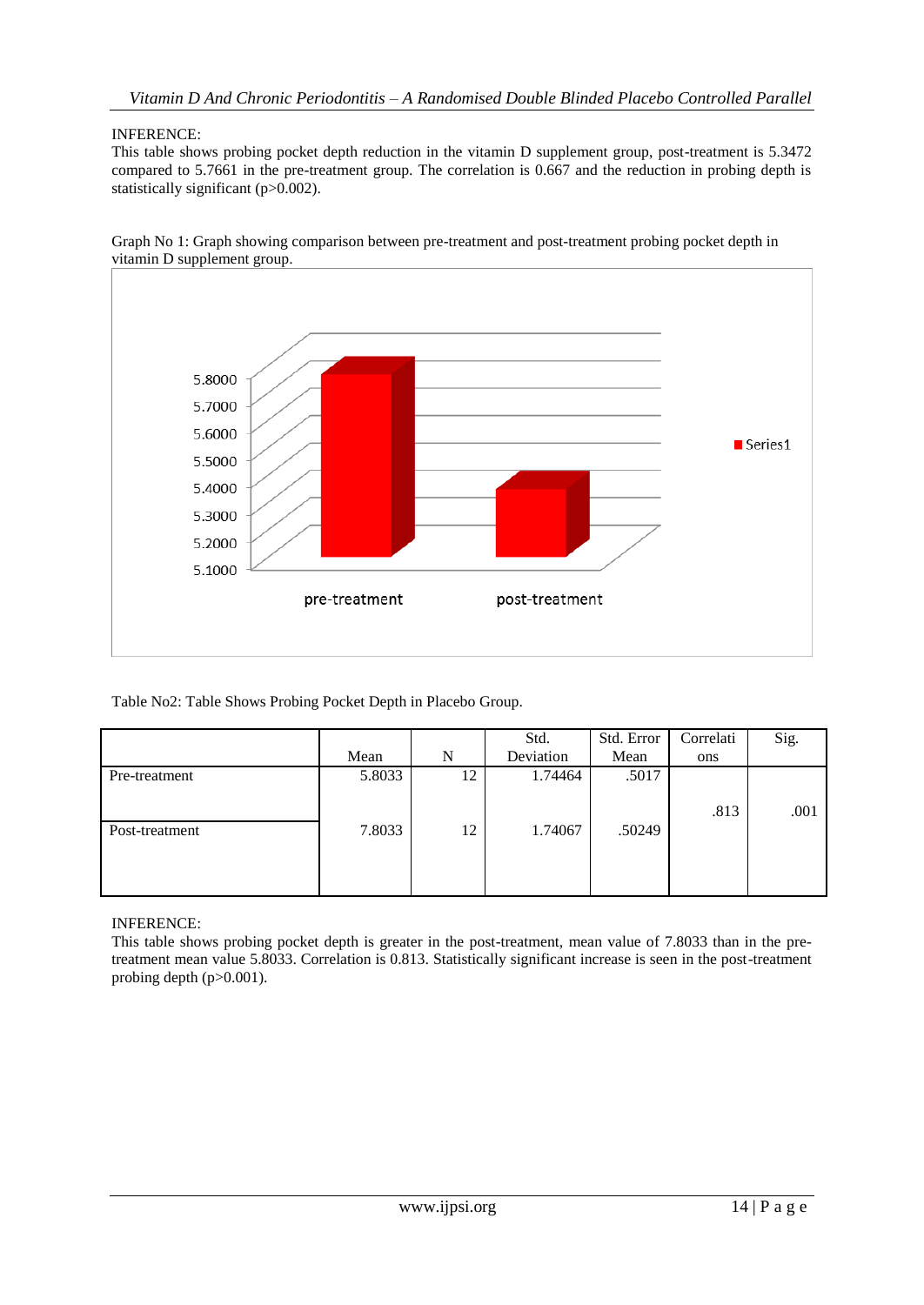INFERENCE:

This table shows probing pocket depth reduction in the vitamin D supplement group, post-treatment is 5.3472 compared to 5.7661 in the pre-treatment group. The correlation is 0.667 and the reduction in probing depth is statistically significant (p>0.002).

Graph No 1: Graph showing comparison between pre-treatment and post-treatment probing pocket depth in vitamin D supplement group.

Table No2: Table Shows Probing Pocket Depth in Placebo Group.

| | Mean | N | Std. Deviation | Std. Error Mean | Correlations | Sig. |
|---|---|---|---|---|---|---|
| Pre-treatment | 5.8033 | 12 | 1.74464 | .5017 | .813 | .001 |
| Post-treatment | 7.8033 | 12 | 1.74067 | .50249 | | |

INFERENCE:

This table shows probing pocket depth is greater in the post-treatment, mean value of 7.8033 than in the pre-treatment mean value 5.8033. Correlation is 0.813. Statistically significant increase is seen in the post-treatment probing depth (p>0.001).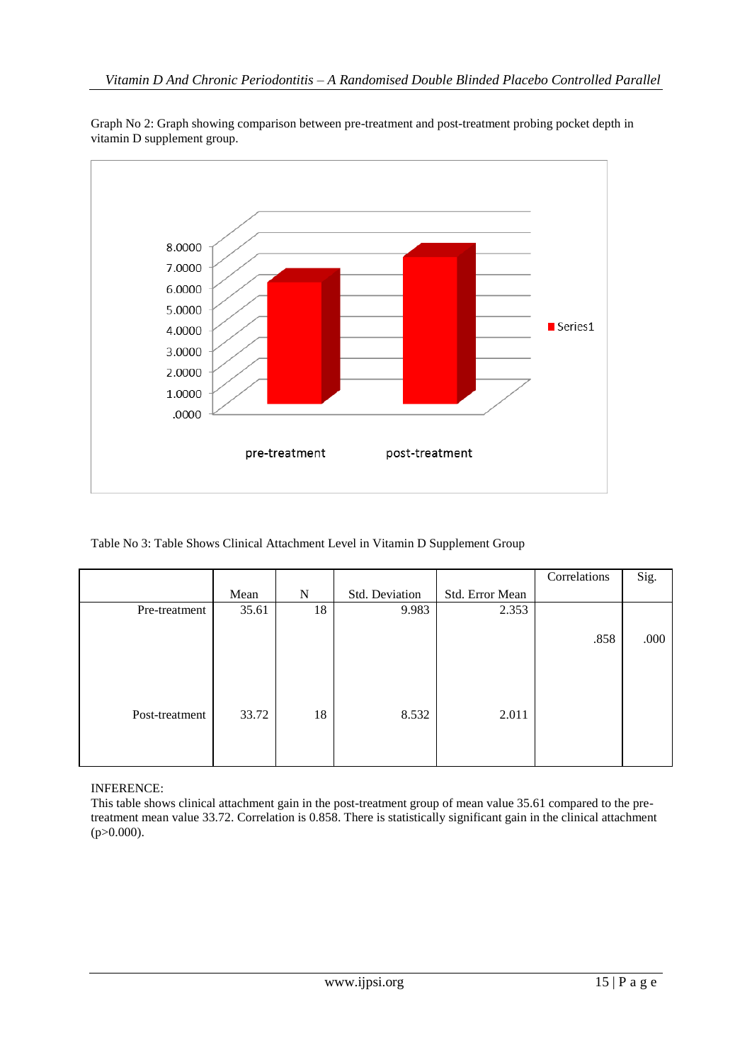Graph No 2: Graph showing comparison between pre-treatment and post-treatment probing pocket depth in vitamin D supplement group.

Table No 3: Table Shows Clinical Attachment Level in Vitamin D Supplement Group

| | Mean | N | Std. Deviation | Std. Error Mean | Correlations | Sig. |
|---|---|---|---|---|---|---|
| Pre-treatment | 35.61 | 18 | 9.983 | 2.353 | .858 | .000 |
| Post-treatment | 33.72 | 18 | 8.532 | 2.011 | | |

INFERENCE:
This table shows clinical attachment gain in the post-treatment group of mean value 35.61 compared to the pre-treatment mean value 33.72. Correlation is 0.858. There is statistically significant gain in the clinical attachment ($p>0.000$).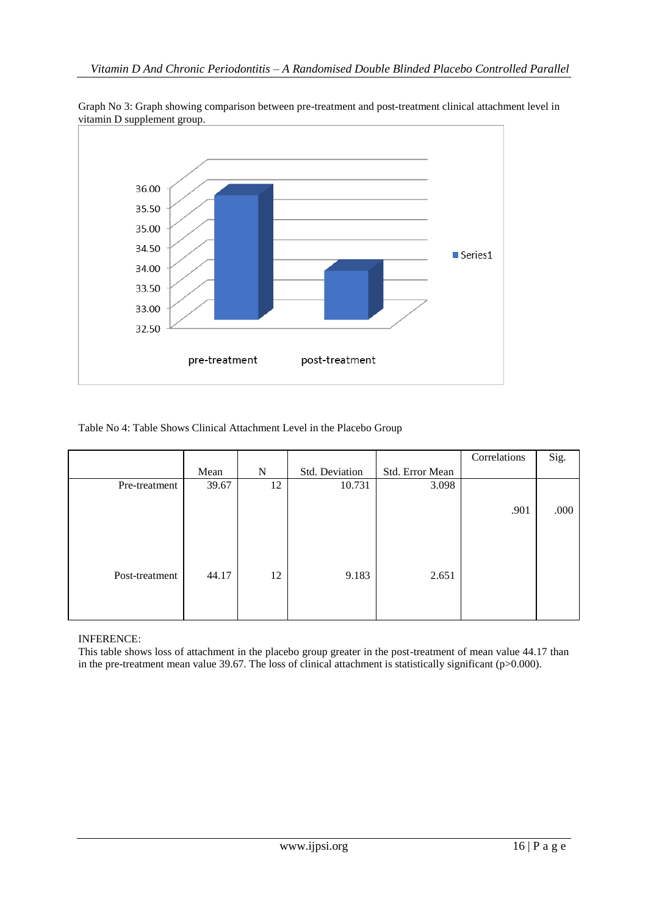Graph No 3: Graph showing comparison between pre-treatment and post-treatment clinical attachment level in vitamin D supplement group.

Table No 4: Table Shows Clinical Attachment Level in the Placebo Group

| | Mean | N | Std. Deviation | Std. Error Mean | Correlations | Sig. |
|---|---|---|---|---|---|---|
| Pre-treatment | 39.67 | 12 | 10.731 | 3.098 | .901 | .000 |
| Post-treatment | 44.17 | 12 | 9.183 | 2.651 | | |

INFERENCE:
This table shows loss of attachment in the placebo group greater in the post-treatment of mean value 44.17 than in the pre-treatment mean value 39.67. The loss of clinical attachment is statistically significant (p>0.000).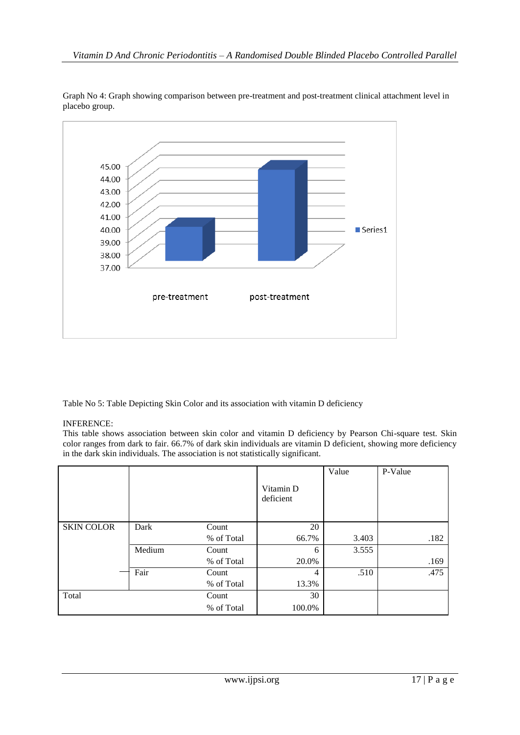Graph No 4: Graph showing comparison between pre-treatment and post-treatment clinical attachment level in placebo group.

Table No 5: Table Depicting Skin Color and its association with vitamin D deficiency

INFERENCE:
This table shows association between skin color and vitamin D deficiency by Pearson Chi-square test. Skin color ranges from dark to fair. 66.7% of dark skin individuals are vitamin D deficient, showing more deficiency in the dark skin individuals. The association is not statistically significant.

| | | | Vitamin D deficient | Value | P-Value |
|---|---|---|---|---|---|
| SKIN COLOR | Dark | Count | 20 | | |
| | | % of Total | 66.7% | 3.403 | .182 |
| | Medium | Count | 6 | 3.555 | |
| | | % of Total | 20.0% | | .169 |
| | Fair | Count | 4 | .510 | .475 |
| | | % of Total | 13.3% | | |
| Total | | Count | 30 | | |
| | | % of Total | 100.0% | | |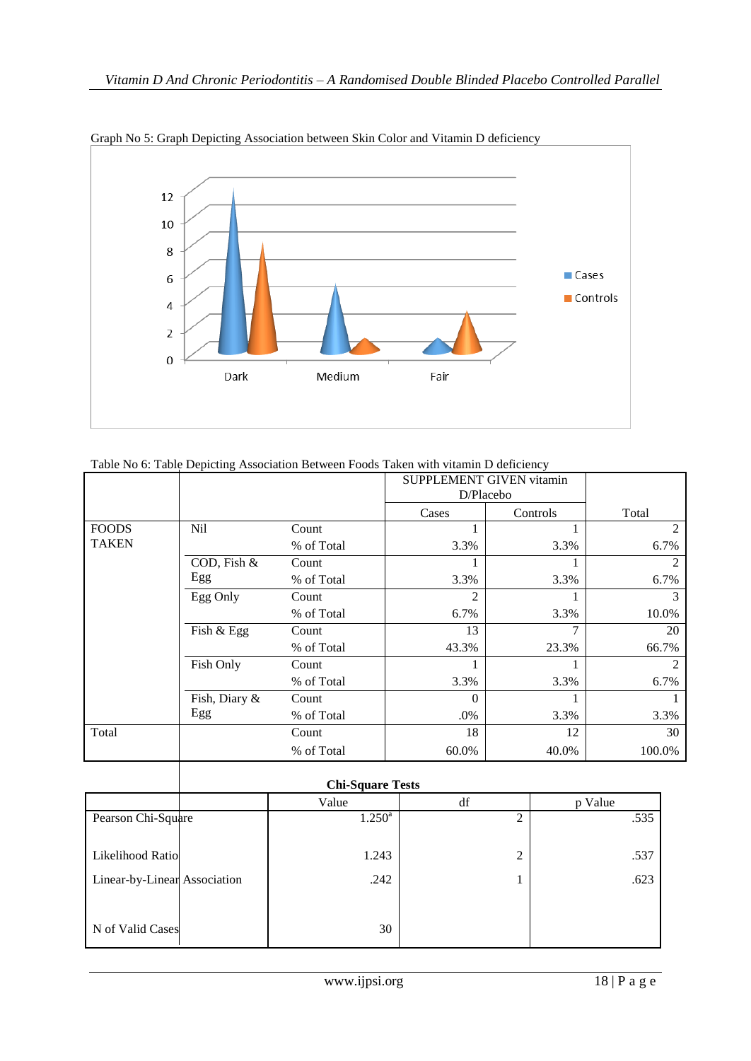Graph No 5: Graph Depicting Association between Skin Color and Vitamin D deficiency

Table No 6: Table Depicting Association Between Foods Taken with vitamin D deficiency

| | | | SUPPLEMENT GIVEN vitamin D/Placebo | | Total |
|---|---|---|---|---|---|
| | | | Cases | Controls | |
| FOODS TAKEN | Nil | Count | 1 | 1 | 2 |
| | | % of Total | 3.3% | 3.3% | 6.7% |
| | COD, Fish & Egg | Count | 1 | 1 | 2 |
| | | % of Total | 3.3% | 3.3% | 6.7% |
| | Egg Only | Count | 2 | 1 | 3 |
| | | % of Total | 6.7% | 3.3% | 10.0% |
| | Fish & Egg | Count | 13 | 7 | 20 |
| | | % of Total | 43.3% | 23.3% | 66.7% |
| | Fish Only | Count | 1 | 1 | 2 |
| | | % of Total | 3.3% | 3.3% | 6.7% |
| | Fish, Diary & Egg | Count | 0 | 1 | 1 |
| | | % of Total | .0% | 3.3% | 3.3% |
| Total | | Count | 18 | 12 | 30 |
| | | % of Total | 60.0% | 40.0% | 100.0% |

**Chi-Square Tests**

| | Value | df | p Value |
|---|---|---|---|
| Pearson Chi-Square | 1.250[a] | 2 | .535 |
| Likelihood Ratio | 1.243 | 2 | .537 |
| Linear-by-Linear Association | .242 | 1 | .623 |
| N of Valid Cases | 30 | | |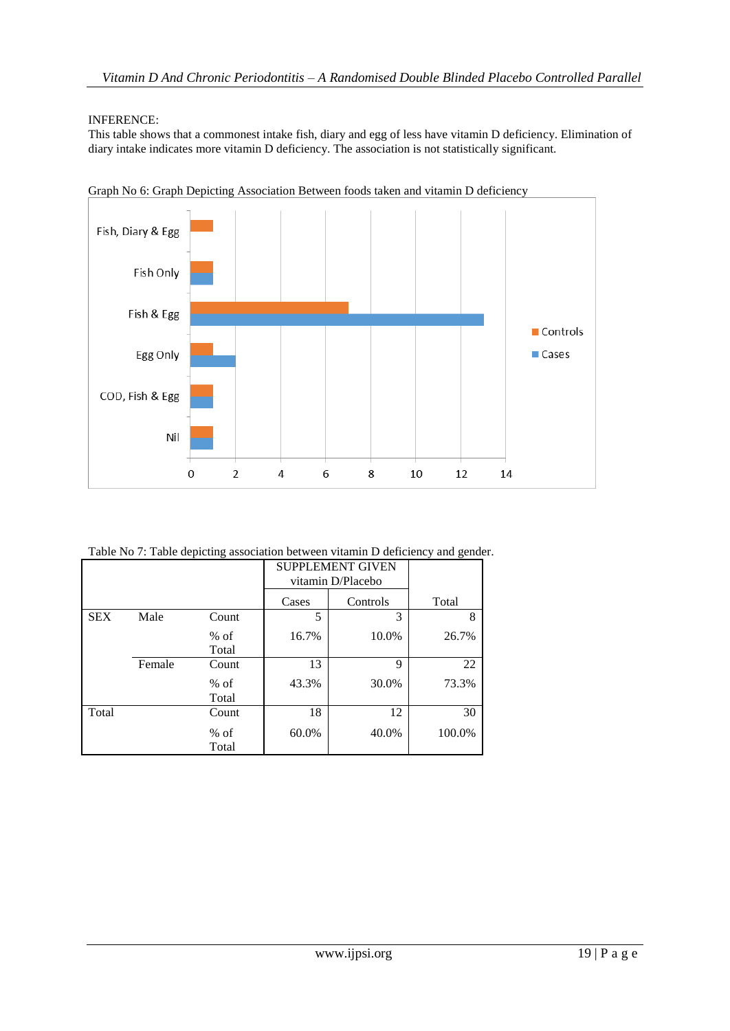INFERENCE:
This table shows that a commonest intake fish, diary and egg of less have vitamin D deficiency. Elimination of diary intake indicates more vitamin D deficiency. The association is not statistically significant.

Graph No 6: Graph Depicting Association Between foods taken and vitamin D deficiency

Table No 7: Table depicting association between vitamin D deficiency and gender.

| | | | SUPPLEMENT GIVEN vitamin D/Placebo | | |
|---|---|---|---|---|---|
| | | | Cases | Controls | Total |
| SEX | Male | Count | 5 | 3 | 8 |
| | | % of Total | 16.7% | 10.0% | 26.7% |
| | Female | Count | 13 | 9 | 22 |
| | | % of Total | 43.3% | 30.0% | 73.3% |
| Total | | Count | 18 | 12 | 30 |
| | | % of Total | 60.0% | 40.0% | 100.0% |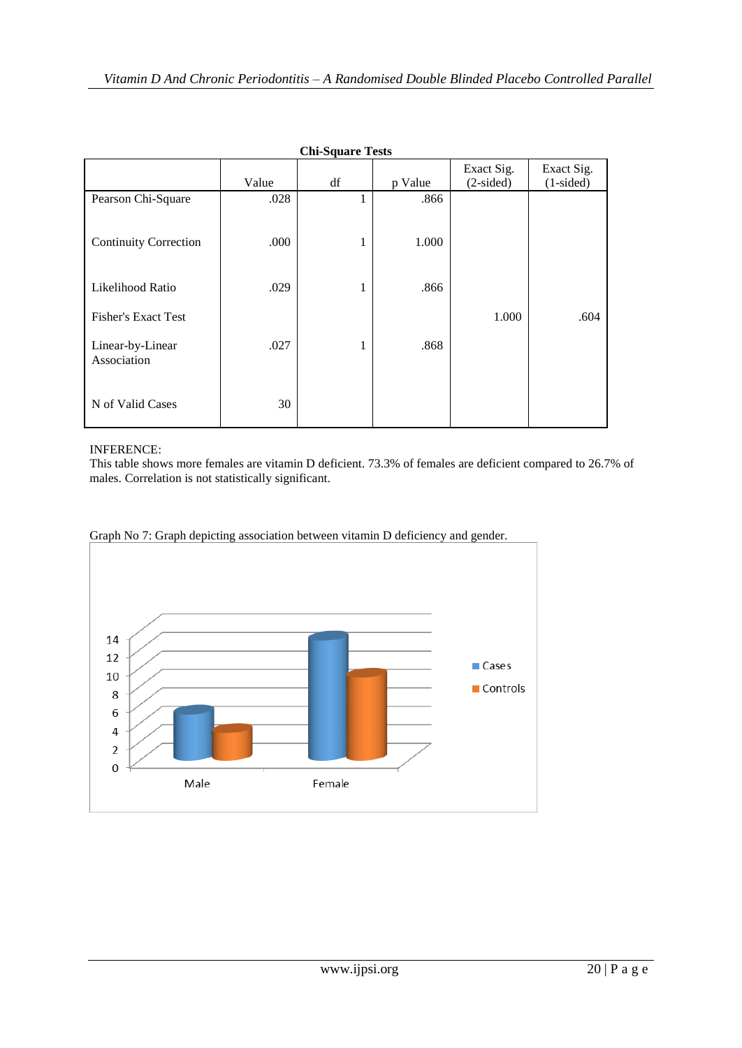**Chi-Square Tests**

| | Value | df | p Value | Exact Sig. (2-sided) | Exact Sig. (1-sided) |
|---|---|---|---|---|---|
| Pearson Chi-Square | .028 | 1 | .866 | | |
| Continuity Correction | .000 | 1 | 1.000 | | |
| Likelihood Ratio | .029 | 1 | .866 | | |
| Fisher's Exact Test | | | | 1.000 | .604 |
| Linear-by-Linear Association | .027 | 1 | .868 | | |
| N of Valid Cases | 30 | | | | |

INFERENCE:
This table shows more females are vitamin D deficient. 73.3% of females are deficient compared to 26.7% of males. Correlation is not statistically significant.

Graph No 7: Graph depicting association between vitamin D deficiency and gender.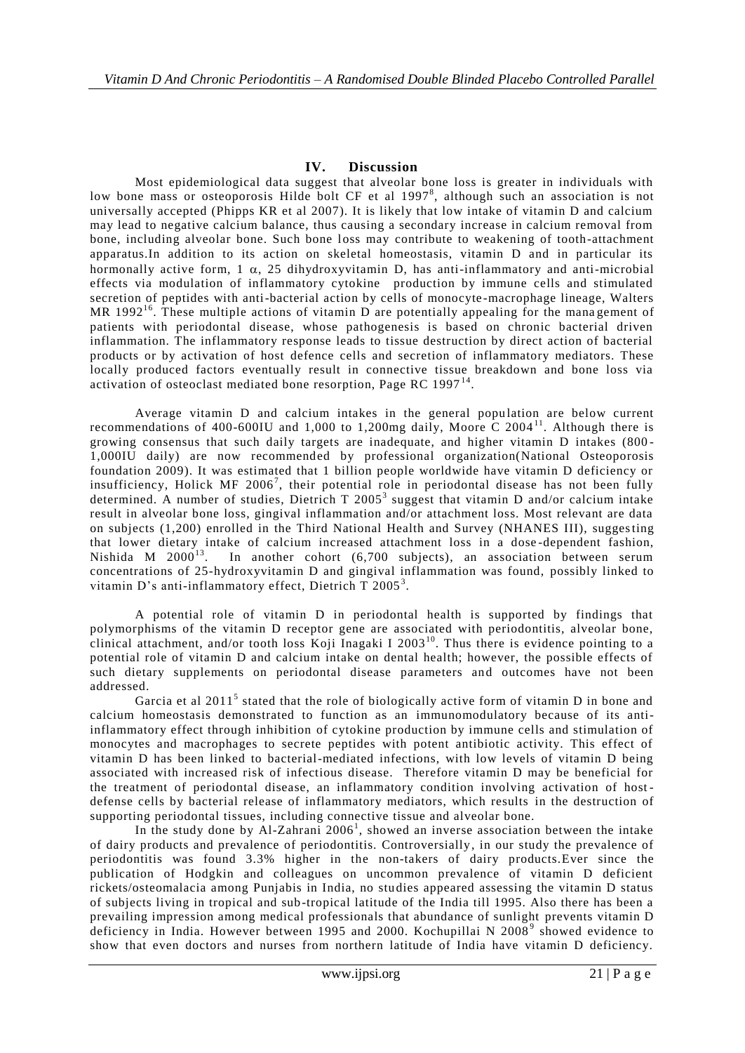## IV. Discussion

Most epidemiological data suggest that alveolar bone loss is greater in individuals with low bone mass or osteoporosis Hilde bolt CF et al 1997[8], although such an association is not universally accepted (Phipps KR et al 2007). It is likely that low intake of vitamin D and calcium may lead to negative calcium balance, thus causing a secondary increase in calcium removal from bone, including alveolar bone. Such bone loss may contribute to weakening of tooth-attachment apparatus.In addition to its action on skeletal homeostasis, vitamin D and in particular its hormonally active form, 1 $\alpha$, 25 dihydroxyvitamin D, has anti-inflammatory and anti-microbial effects via modulation of inflammatory cytokine production by immune cells and stimulated secretion of peptides with anti-bacterial action by cells of monocyte-macrophage lineage, Walters MR 1992[16]. These multiple actions of vitamin D are potentially appealing for the management of patients with periodontal disease, whose pathogenesis is based on chronic bacterial driven inflammation. The inflammatory response leads to tissue destruction by direct action of bacterial products or by activation of host defence cells and secretion of inflammatory mediators. These locally produced factors eventually result in connective tissue breakdown and bone loss via activation of osteoclast mediated bone resorption, Page RC 1997[14].

Average vitamin D and calcium intakes in the general population are below current recommendations of 400-600IU and 1,000 to 1,200mg daily, Moore C 2004[11]. Although there is growing consensus that such daily targets are inadequate, and higher vitamin D intakes (800-1,000IU daily) are now recommended by professional organization(National Osteoporosis foundation 2009). It was estimated that 1 billion people worldwide have vitamin D deficiency or insufficiency, Holick MF 2006[7], their potential role in periodontal disease has not been fully determined. A number of studies, Dietrich T 2005[3] suggest that vitamin D and/or calcium intake result in alveolar bone loss, gingival inflammation and/or attachment loss. Most relevant are data on subjects (1,200) enrolled in the Third National Health and Survey (NHANES III), suggesting that lower dietary intake of calcium increased attachment loss in a dose-dependent fashion, Nishida M 2000[13]. In another cohort (6,700 subjects), an association between serum concentrations of 25-hydroxyvitamin D and gingival inflammation was found, possibly linked to vitamin D's anti-inflammatory effect, Dietrich T 2005[3].

A potential role of vitamin D in periodontal health is supported by findings that polymorphisms of the vitamin D receptor gene are associated with periodontitis, alveolar bone, clinical attachment, and/or tooth loss Koji Inagaki I 2003[10]. Thus there is evidence pointing to a potential role of vitamin D and calcium intake on dental health; however, the possible effects of such dietary supplements on periodontal disease parameters and outcomes have not been addressed.

Garcia et al 2011[5] stated that the role of biologically active form of vitamin D in bone and calcium homeostasis demonstrated to function as an immunomodulatory because of its anti-inflammatory effect through inhibition of cytokine production by immune cells and stimulation of monocytes and macrophages to secrete peptides with potent antibiotic activity. This effect of vitamin D has been linked to bacterial-mediated infections, with low levels of vitamin D being associated with increased risk of infectious disease. Therefore vitamin D may be beneficial for the treatment of periodontal disease, an inflammatory condition involving activation of host-defense cells by bacterial release of inflammatory mediators, which results in the destruction of supporting periodontal tissues, including connective tissue and alveolar bone.

In the study done by Al-Zahrani 2006[1], showed an inverse association between the intake of dairy products and prevalence of periodontitis. Controversially, in our study the prevalence of periodontitis was found 3.3% higher in the non-takers of dairy products.Ever since the publication of Hodgkin and colleagues on uncommon prevalence of vitamin D deficient rickets/osteomalacia among Punjabis in India, no studies appeared assessing the vitamin D status of subjects living in tropical and sub-tropical latitude of the India till 1995. Also there has been a prevailing impression among medical professionals that abundance of sunlight prevents vitamin D deficiency in India. However between 1995 and 2000. Kochupillai N 2008[9] showed evidence to show that even doctors and nurses from northern latitude of India have vitamin D deficiency.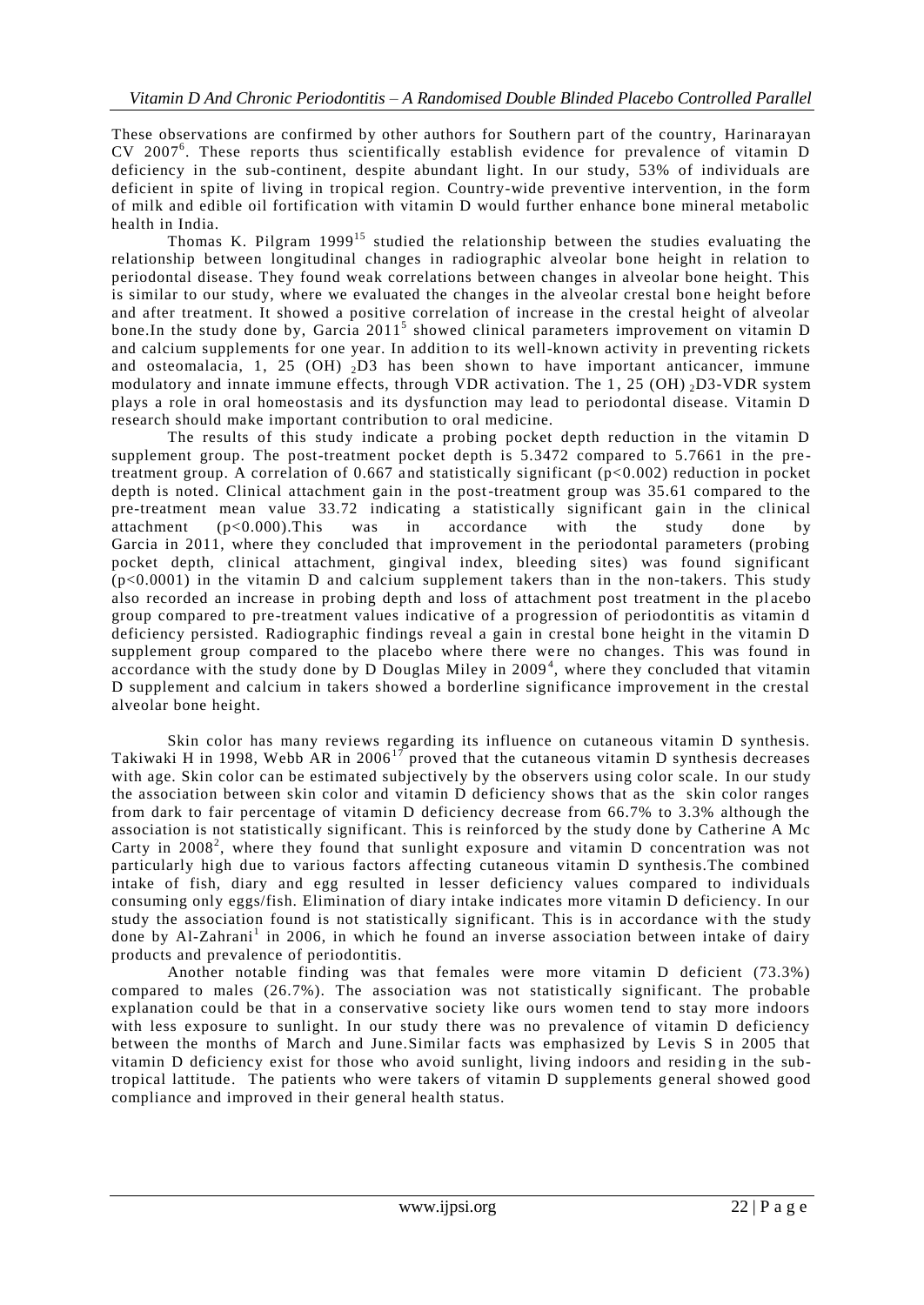These observations are confirmed by other authors for Southern part of the country, Harinarayan CV 2007[6]. These reports thus scientifically establish evidence for prevalence of vitamin D deficiency in the sub-continent, despite abundant light. In our study, 53% of individuals are deficient in spite of living in tropical region. Country-wide preventive intervention, in the form of milk and edible oil fortification with vitamin D would further enhance bone mineral metabolic health in India.

Thomas K. Pilgram 1999[15] studied the relationship between the studies evaluating the relationship between longitudinal changes in radiographic alveolar bone height in relation to periodontal disease. They found weak correlations between changes in alveolar bone height. This is similar to our study, where we evaluated the changes in the alveolar crestal bone height before and after treatment. It showed a positive correlation of increase in the crestal height of alveolar bone.In the study done by, Garcia 2011[5] showed clinical parameters improvement on vitamin D and calcium supplements for one year. In addition to its well-known activity in preventing rickets and osteomalacia, 1, 25 (OH) $_2$D3 has been shown to have important anticancer, immune modulatory and innate immune effects, through VDR activation. The 1, 25 (OH) $_2$D3-VDR system plays a role in oral homeostasis and its dysfunction may lead to periodontal disease. Vitamin D research should make important contribution to oral medicine.

The results of this study indicate a probing pocket depth reduction in the vitamin D supplement group. The post-treatment pocket depth is 5.3472 compared to 5.7661 in the pre-treatment group. A correlation of 0.667 and statistically significant ($p<0.002$) reduction in pocket depth is noted. Clinical attachment gain in the post-treatment group was 35.61 compared to the pre-treatment mean value 33.72 indicating a statistically significant gain in the clinical attachment ($p<0.000$).This was in accordance with the study done by Garcia in 2011, where they concluded that improvement in the periodontal parameters (probing pocket depth, clinical attachment, gingival index, bleeding sites) was found significant ($p<0.0001$) in the vitamin D and calcium supplement takers than in the non-takers. This study also recorded an increase in probing depth and loss of attachment post treatment in the placebo group compared to pre-treatment values indicative of a progression of periodontitis as vitamin d deficiency persisted. Radiographic findings reveal a gain in crestal bone height in the vitamin D supplement group compared to the placebo where there were no changes. This was found in accordance with the study done by D Douglas Miley in 2009[4], where they concluded that vitamin D supplement and calcium in takers showed a borderline significance improvement in the crestal alveolar bone height.

Skin color has many reviews regarding its influence on cutaneous vitamin D synthesis. Takiwaki H in 1998, Webb AR in 2006[17] proved that the cutaneous vitamin D synthesis decreases with age. Skin color can be estimated subjectively by the observers using color scale. In our study the association between skin color and vitamin D deficiency shows that as the skin color ranges from dark to fair percentage of vitamin D deficiency decrease from 66.7% to 3.3% although the association is not statistically significant. This is reinforced by the study done by Catherine A Mc Carty in 2008[2], where they found that sunlight exposure and vitamin D concentration was not particularly high due to various factors affecting cutaneous vitamin D synthesis.The combined intake of fish, diary and egg resulted in lesser deficiency values compared to individuals consuming only eggs/fish. Elimination of diary intake indicates more vitamin D deficiency. In our study the association found is not statistically significant. This is in accordance with the study done by Al-Zahrani[1] in 2006, in which he found an inverse association between intake of dairy products and prevalence of periodontitis.

Another notable finding was that females were more vitamin D deficient (73.3%) compared to males (26.7%). The association was not statistically significant. The probable explanation could be that in a conservative society like ours women tend to stay more indoors with less exposure to sunlight. In our study there was no prevalence of vitamin D deficiency between the months of March and June.Similar facts was emphasized by Levis S in 2005 that vitamin D deficiency exist for those who avoid sunlight, living indoors and residing in the sub-tropical lattitude. The patients who were takers of vitamin D supplements general showed good compliance and improved in their general health status.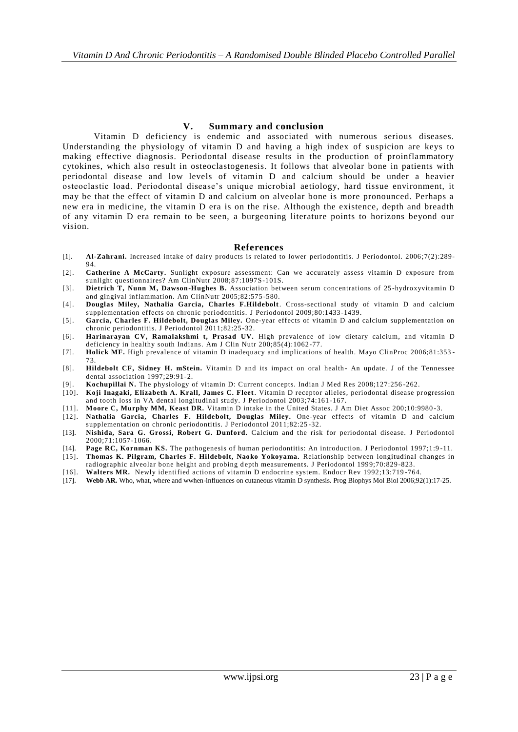## V. Summary and conclusion

Vitamin D deficiency is endemic and associated with numerous serious diseases. Understanding the physiology of vitamin D and having a high index of suspicion are keys to making effective diagnosis. Periodontal disease results in the production of proinflammatory cytokines, which also result in osteoclastogenesis. It follows that alveolar bone in patients with periodontal disease and low levels of vitamin D and calcium should be under a heavier osteoclastic load. Periodontal disease's unique microbial aetiology, hard tissue environment, it may be that the effect of vitamin D and calcium on alveolar bone is more pronounced. Perhaps a new era in medicine, the vitamin D era is on the rise. Although the existence, depth and breadth of any vitamin D era remain to be seen, a burgeoning literature points to horizons beyond our vision.

## References

[1]. **Al-Zahrani.** Increased intake of dairy products is related to lower periodontitis. J Periodontol. 2006;7(2):289-94.

[2]. **Catherine A McCarty.** Sunlight exposure assessment: Can we accurately assess vitamin D exposure from sunlight questionnaires? Am ClinNutr 2008;87:1097S-101S.

[3]. **Dietrich T, Nunn M, Dawson-Hughes B.** Association between serum concentrations of 25-hydroxyvitamin D and gingival inflammation. Am ClinNutr 2005;82:575-580.

[4]. **Douglas Miley, Nathalia Garcia, Charles F.Hildebolt**. Cross-sectional study of vitamin D and calcium supplementation effects on chronic periodontitis. J Periodontol 2009;80:1433-1439.

[5]. **Garcia, Charles F. Hildebolt, Douglas Miley.** One-year effects of vitamin D and calcium supplementation on chronic periodontitis. J Periodontol 2011;82:25-32.

[6]. **Harinarayan CV, Ramalakshmi t, Prasad UV.** High prevalence of low dietary calcium, and vitamin D deficiency in healthy south Indians. Am J Clin Nutr 200;85(4):1062-77.

[7]. **Holick MF.** High prevalence of vitamin D inadequacy and implications of health. Mayo ClinProc 2006;81:353-73.

[8]. **Hildebolt CF, Sidney H. mStein.** Vitamin D and its impact on oral health- An update. J of the Tennessee dental association 1997;29:91-2.

[9]. **Kochupillai N.** The physiology of vitamin D: Current concepts. Indian J Med Res 2008;127:256-262.

[10]. **Koji Inagaki, Elizabeth A. Krall, James C. Fleet**. Vitamin D receptor alleles, periodontal disease progression and tooth loss in VA dental longitudinal study. J Periodontol 2003;74:161-167.

[11]. **Moore C, Murphy MM, Keast DR.** Vitamin D intake in the United States. J Am Diet Assoc 200;10:9980-3.

[12]. **Nathalia Garcia, Charles F. Hildebolt, Douglas Miley.** One-year effects of vitamin D and calcium supplementation on chronic periodontitis. J Periodontol 2011;82:25-32.

[13]. **Nishida, Sara G. Grossi, Robert G. Dunford.** Calcium and the risk for periodontal disease. J Periodontol 2000;71:1057-1066.

[14]. **Page RC, Kornman KS.** The pathogenesis of human periodontitis: An introduction. J Periodontol 1997;1:9-11.

[15]. **Thomas K. Pilgram, Charles F. Hildebolt, Naoko Yokoyama.** Relationship between longitudinal changes in radiographic alveolar bone height and probing depth measurements. J Periodontol 1999;70:829-823.

[16]. **Walters MR.** Newly identified actions of vitamin D endocrine system. Endocr Rev 1992;13:719-764.

[17]. **Webb AR.** Who, what, where and wwhen-influences on cutaneous vitamin D synthesis. Prog Biophys Mol Biol 2006;92(1):17-25.